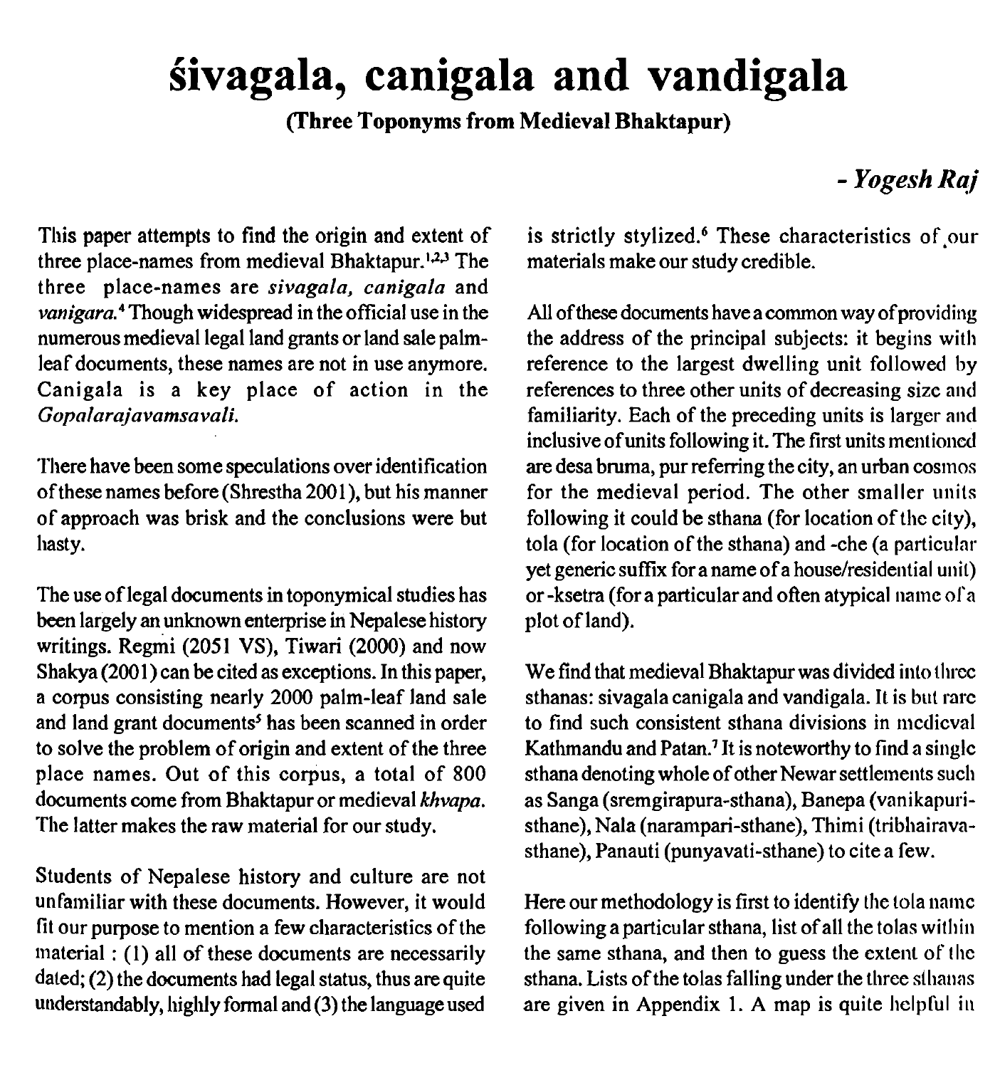# śivagala, canigala and vandigala

**(Three Toponyms from Medieval Bhaktapur)**

***- Yogesh Raj***

This paper attempts to find the origin and extent of three place-names from medieval Bhaktapur.[1,2,3] The three place-names are *sivagala, canigala* and *vanigara.*[4] Though widespread in the official use in the numerous medieval legal land grants or land sale palm-leaf documents, these names are not in use anymore. Canigala is a key place of action in the *Gopalarajavamsavali.*

There have been some speculations over identification of these names before (Shrestha 2001), but his manner of approach was brisk and the conclusions were but hasty.

The use of legal documents in toponymical studies has been largely an unknown enterprise in Nepalese history writings. Regmi (2051 VS), Tiwari (2000) and now Shakya (2001) can be cited as exceptions. In this paper, a corpus consisting nearly 2000 palm-leaf land sale and land grant documents[5] has been scanned in order to solve the problem of origin and extent of the three place names. Out of this corpus, a total of 800 documents come from Bhaktapur or medieval *khvapa*. The latter makes the raw material for our study.

Students of Nepalese history and culture are not unfamiliar with these documents. However, it would fit our purpose to mention a few characteristics of the material : (1) all of these documents are necessarily dated; (2) the documents had legal status, thus are quite understandably, highly formal and (3) the language used is strictly stylized.[6] These characteristics of our materials make our study credible.

All of these documents have a common way of providing the address of the principal subjects: it begins with reference to the largest dwelling unit followed by references to three other units of decreasing size and familiarity. Each of the preceding units is larger and inclusive of units following it. The first units mentioned are desa bruma, pur referring the city, an urban cosmos for the medieval period. The other smaller units following it could be sthana (for location of the city), tola (for location of the sthana) and -che (a particular yet generic suffix for a name of a house/residential unit) or -ksetra (for a particular and often atypical name of a plot of land).

We find that medieval Bhaktapur was divided into three sthanas: sivagala canigala and vandigala. It is but rare to find such consistent sthana divisions in medieval Kathmandu and Patan.[7] It is noteworthy to find a single sthana denoting whole of other Newar settlements such as Sanga (sremgirapura-sthana), Banepa (vanikapuri-sthane), Nala (narampari-sthane), Thimi (tribhairava-sthane), Panauti (punyavati-sthane) to cite a few.

Here our methodology is first to identify the tola name following a particular sthana, list of all the tolas within the same sthana, and then to guess the extent of the sthana. Lists of the tolas falling under the three sthanas are given in Appendix 1. A map is quite helpful in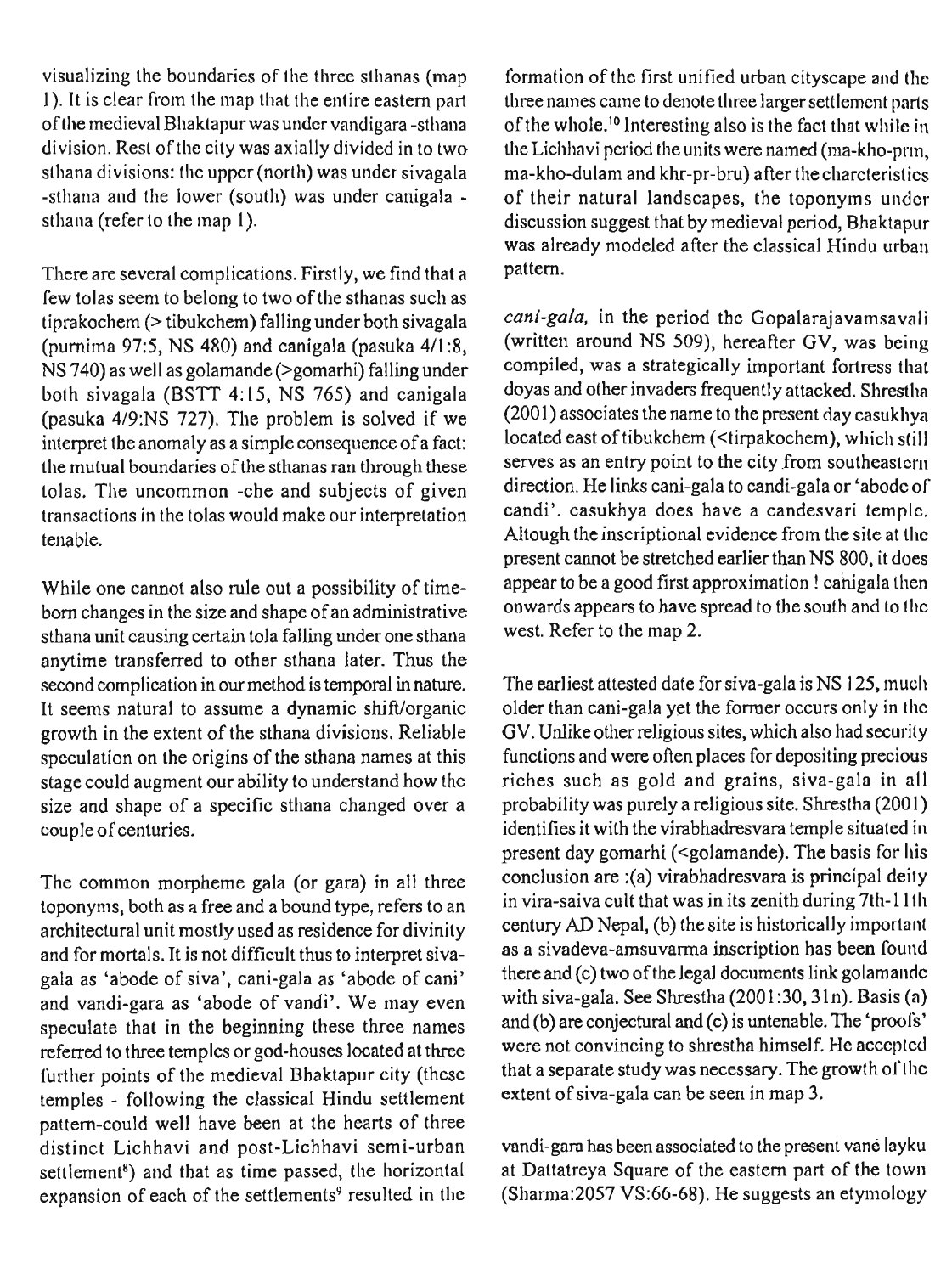visualizing the boundaries of the three sthanas (map 1). It is clear from the map that the entire eastern part of the medieval Bhaktapur was under vandigara -sthana division. Rest of the city was axially divided in to two sthana divisions: the upper (north) was under sivagala -sthana and the lower (south) was under canigala - sthana (refer to the map 1).

There are several complications. Firstly, we find that a few tolas seem to belong to two of the sthanas such as tiprakochem (> tibukchem) falling under both sivagala (purnima 97:5, NS 480) and canigala (pasuka 4/1:8, NS 740) as well as golamande (>gomarhi) falling under both sivagala (BSTT 4:15, NS 765) and canigala (pasuka 4/9:NS 727). The problem is solved if we interpret the anomaly as a simple consequence of a fact: the mutual boundaries of the sthanas ran through these tolas. The uncommon -che and subjects of given transactions in the tolas would make our interpretation tenable.

While one cannot also rule out a possibility of time-born changes in the size and shape of an administrative sthana unit causing certain tola falling under one sthana anytime transferred to other sthana later. Thus the second complication in our method is temporal in nature. It seems natural to assume a dynamic shift/organic growth in the extent of the sthana divisions. Reliable speculation on the origins of the sthana names at this stage could augment our ability to understand how the size and shape of a specific sthana changed over a couple of centuries.

The common morpheme gala (or gara) in all three toponyms, both as a free and a bound type, refers to an architectural unit mostly used as residence for divinity and for mortals. It is not difficult thus to interpret siva-gala as 'abode of siva', cani-gala as 'abode of cani' and vandi-gara as 'abode of vandi'. We may even speculate that in the beginning these three names referred to three temples or god-houses located at three further points of the medieval Bhaktapur city (these temples - following the classical Hindu settlement pattern-could well have been at the hearts of three distinct Lichhavi and post-Lichhavi semi-urban settlement[8]) and that as time passed, the horizontal expansion of each of the settlements[9] resulted in the formation of the first unified urban cityscape and the three names came to denote three larger settlement parts of the whole.[10] Interesting also is the fact that while in the Lichhavi period the units were named (ma-kho-prm, ma-kho-dulam and khr-pr-bru) after the charcteristics of their natural landscapes, the toponyms under discussion suggest that by medieval period, Bhaktapur was already modeled after the classical Hindu urban pattern.

*cani-gala*, in the period the Gopalarajavamsavali (written around NS 509), hereafter GV, was being compiled, was a strategically important fortress that doyas and other invaders frequently attacked. Shrestha (2001) associates the name to the present day casukhya located east of tibukchem (<tirpakochem), which still serves as an entry point to the city from southeastern direction. He links cani-gala to candi-gala or 'abode of candi'. casukhya does have a candesvari temple. Altough the inscriptional evidence from the site at the present cannot be stretched earlier than NS 800, it does appear to be a good first approximation ! canigala then onwards appears to have spread to the south and to the west. Refer to the map 2.

The earliest attested date for siva-gala is NS 125, much older than cani-gala yet the former occurs only in the GV. Unlike other religious sites, which also had security functions and were often places for depositing precious riches such as gold and grains, siva-gala in all probability was purely a religious site. Shrestha (2001) identifies it with the virabhadresvara temple situated in present day gomarhi (<golamande). The basis for his conclusion are :(a) virabhadresvara is principal deity in vira-saiva cult that was in its zenith during 7th-11th century AD Nepal, (b) the site is historically important as a sivadeva-amsuvarma inscription has been found there and (c) two of the legal documents link golamande with siva-gala. See Shrestha (2001:30, 31n). Basis (a) and (b) are conjectural and (c) is untenable. The 'proofs' were not convincing to shrestha himself. He accepted that a separate study was necessary. The growth of the extent of siva-gala can be seen in map 3.

vandi-gara has been associated to the present vanė layku at Dattatreya Square of the eastern part of the town (Sharma:2057 VS:66-68). He suggests an etymology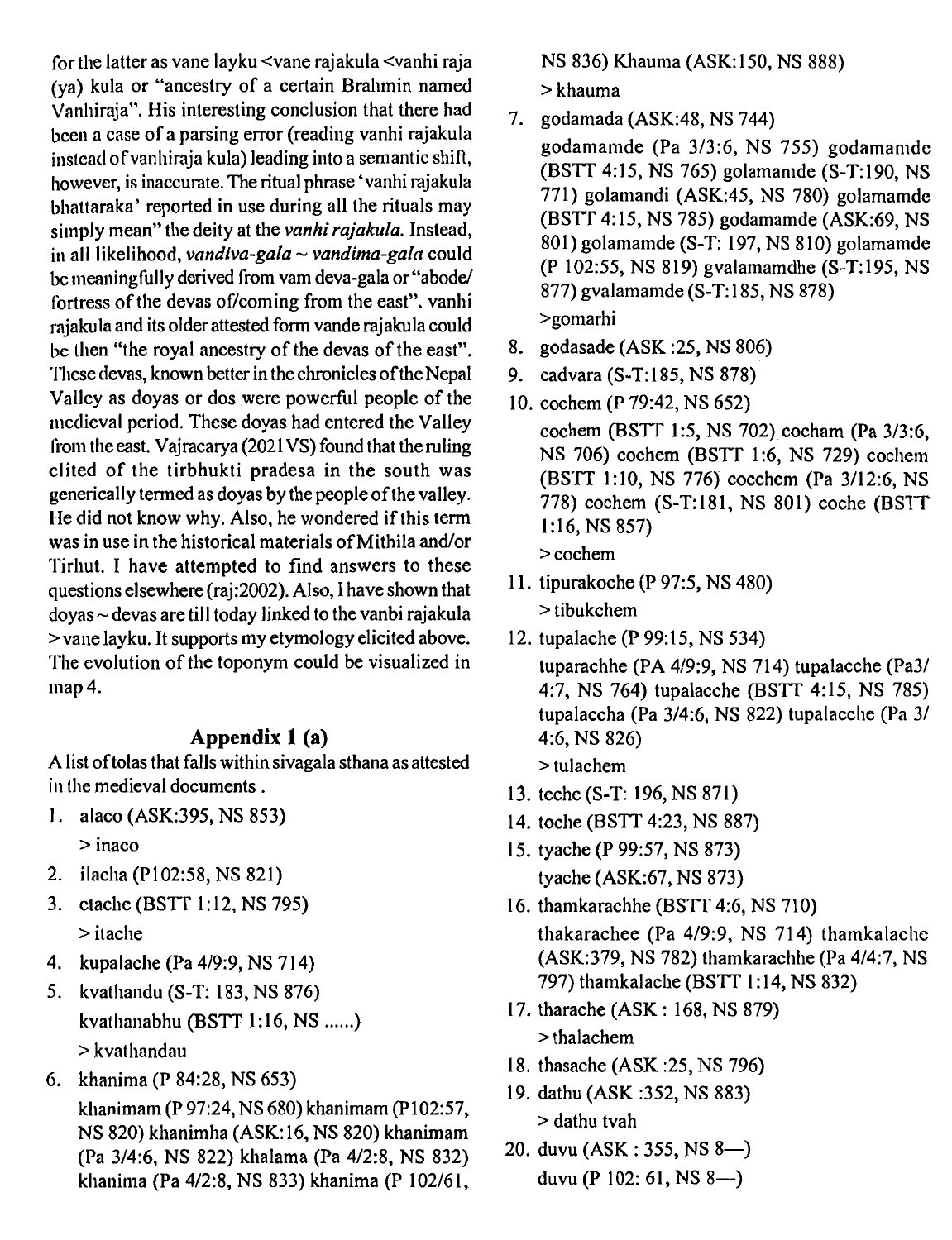for the latter as vane layku <vane rajakula <vanhi raja (ya) kula or "ancestry of a certain Brahmin named Vanhiraja". His interesting conclusion that there had been a case of a parsing error (reading vanhi rajakula instead of vanhiraja kula) leading into a semantic shift, however, is inaccurate. The ritual phrase 'vanhi rajakula bhattaraka' reported in use during all the rituals may simply mean" the deity at the *vanhi rajakula*. Instead, in all likelihood, *vandiva-gala ~ vandima-gala* could be meaningfully derived from vam deva-gala or "abode/ fortress of the devas of/coming from the east". vanhi rajakula and its older attested form vande rajakula could be then "the royal ancestry of the devas of the east". These devas, known better in the chronicles of the Nepal Valley as doyas or dos were powerful people of the medieval period. These doyas had entered the Valley from the east. Vajracarya (2021 VS) found that the ruling clited of the tirbhukti pradesa in the south was generically termed as doyas by the people of the valley. He did not know why. Also, he wondered if this term was in use in the historical materials of Mithila and/or Tirhut. I have attempted to find answers to these questions elsewhere (raj:2002). Also, I have shown that doyas ~ devas are till today linked to the vanbi rajakula > vane layku. It supports my etymology elicited above. The evolution of the toponym could be visualized in map 4.

## Appendix 1 (a)

A list of tolas that falls within sivagala sthana as attested in the medieval documents.

1. alaco (ASK:395, NS 853)
   > inaco
2. ilacha (P102:58, NS 821)
3. etache (BSTT 1:12, NS 795)
   > itache
4. kupalache (Pa 4/9:9, NS 714)
5. kvathandu (S-T: 183, NS 876)
   kvathanabhu (BSTT 1:16, NS ......)
   > kvathandau
6. khanima (P 84:28, NS 653)
   khanimam (P 97:24, NS 680) khanimam (P102:57, NS 820) khanimha (ASK:16, NS 820) khanimam (Pa 3/4:6, NS 822) khalama (Pa 4/2:8, NS 832) khanima (Pa 4/2:8, NS 833) khanima (P 102/61, NS 836) Khauma (ASK:150, NS 888)
   > khauma
7. godamada (ASK:48, NS 744)
   godamamde (Pa 3/3:6, NS 755) godamamde (BSTT 4:15, NS 765) golamamde (S-T:190, NS 771) golamandi (ASK:45, NS 780) golamamde (BSTT 4:15, NS 785) godamamde (ASK:69, NS 801) golamamde (S-T: 197, NS 810) golamamde (P 102:55, NS 819) gvalamamdhe (S-T:195, NS 877) gvalamamde (S-T:185, NS 878)
   >gomarhi
8. godasade (ASK :25, NS 806)
9. cadvara (S-T:185, NS 878)
10. cochem (P 79:42, NS 652)
    cochem (BSTT 1:5, NS 702) cocham (Pa 3/3:6, NS 706) cochem (BSTT 1:6, NS 729) cochem (BSTT 1:10, NS 776) cocchem (Pa 3/12:6, NS 778) cochem (S-T:181, NS 801) coche (BSTT 1:16, NS 857)
    > cochem
11. tipurakoche (P 97:5, NS 480)
    > tibukchem
12. tupalache (P 99:15, NS 534)
    tuparachhe (PA 4/9:9, NS 714) tupalacche (Pa3/4:7, NS 764) tupalacche (BSTT 4:15, NS 785) tupalaccha (Pa 3/4:6, NS 822) tupalacche (Pa 3/4:6, NS 826)
    > tulachem
13. teche (S-T: 196, NS 871)
14. toche (BSTT 4:23, NS 887)
15. tyache (P 99:57, NS 873)
    tyache (ASK:67, NS 873)
16. thamkarachhe (BSTT 4:6, NS 710)
    thakarachee (Pa 4/9:9, NS 714) thamkalache (ASK:379, NS 782) thamkarachhe (Pa 4/4:7, NS 797) thamkalache (BSTT 1:14, NS 832)
17. tharache (ASK : 168, NS 879)
    > thalachem
18. thasache (ASK :25, NS 796)
19. dathu (ASK :352, NS 883)
    > dathu tvah
20. duvu (ASK : 355, NS 8—)
    duvu (P 102: 61, NS 8—)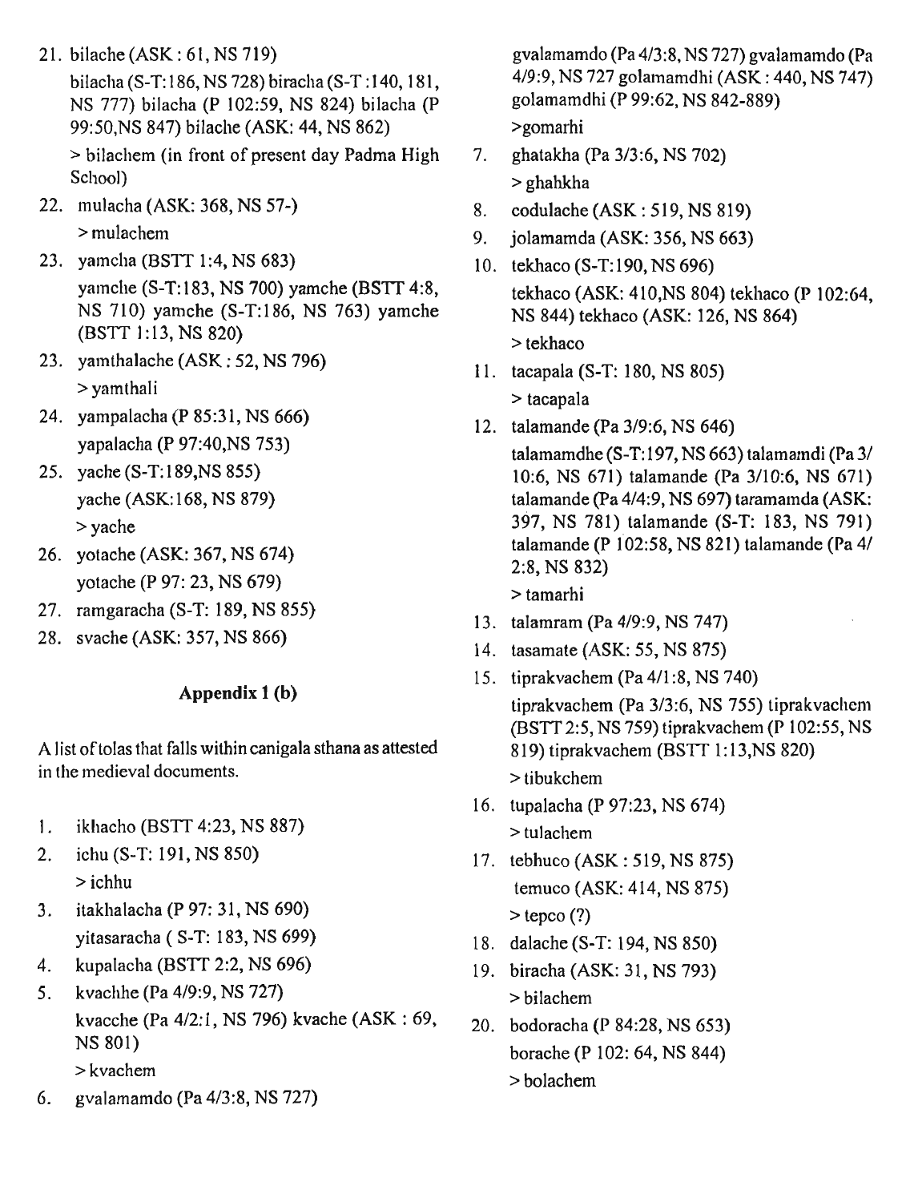21. bilache (ASK : 61, NS 719)

    bilacha (S-T:186, NS 728) biracha (S-T :140, 181, NS 777) bilacha (P 102:59, NS 824) bilacha (P 99:50,NS 847) bilache (ASK: 44, NS 862)

    > bilachem (in front of present day Padma High School)

22. mulacha (ASK: 368, NS 57-)

    > mulachem

23. yamcha (BSTT 1:4, NS 683)

    yamche (S-T:183, NS 700) yamche (BSTT 4:8, NS 710) yamche (S-T:186, NS 763) yamche (BSTT 1:13, NS 820)

23. yamthalache (ASK : 52, NS 796)

    > yamthali

24. yampalacha (P 85:31, NS 666)

    yapalacha (P 97:40,NS 753)

25. yache (S-T:189,NS 855)

    yache (ASK:168, NS 879)

    > yache

26. yotache (ASK: 367, NS 674)

    yotache (P 97: 23, NS 679)

27. ramgaracha (S-T: 189, NS 855)

28. svache (ASK: 357, NS 866)

### Appendix 1 (b)

A list of tolas that falls within canigala sthana as attested in the medieval documents.

1. ikhacho (BSTT 4:23, NS 887)

2. ichu (S-T: 191, NS 850)

   > ichhu

3. itakhalacha (P 97: 31, NS 690)

   yitasaracha ( S-T: 183, NS 699)

4. kupalacha (BSTT 2:2, NS 696)

5. kvachhe (Pa 4/9:9, NS 727)

   kvacche (Pa 4/2:1, NS 796) kvache (ASK : 69, NS 801)

   > kvachem

6. gvalamamdo (Pa 4/3:8, NS 727)

   gvalamamdo (Pa 4/3:8, NS 727) gvalamamdo (Pa 4/9:9, NS 727 golamamdhi (ASK : 440, NS 747) golamamdhi (P 99:62, NS 842-889)

   >gomarhi

7. ghatakha (Pa 3/3:6, NS 702)

   > ghahkha

8. codulache (ASK : 519, NS 819)

9. jolamamda (ASK: 356, NS 663)

10. tekhaco (S-T:190, NS 696)

    tekhaco (ASK: 410,NS 804) tekhaco (P 102:64, NS 844) tekhaco (ASK: 126, NS 864)

    > tekhaco

11. tacapala (S-T: 180, NS 805)

    > tacapala

12. talamande (Pa 3/9:6, NS 646)

    talamamdhe (S-T:197, NS 663) talamamdi (Pa 3/10:6, NS 671) talamande (Pa 3/10:6, NS 671) talamande (Pa 4/4:9, NS 697) taramamda (ASK: 397, NS 781) talamande (S-T: 183, NS 791) talamande (P 102:58, NS 821) talamande (Pa 4/2:8, NS 832)

    > tamarhi

13. talamram (Pa 4/9:9, NS 747)

14. tasamate (ASK: 55, NS 875)

15. tiprakvachem (Pa 4/1:8, NS 740)

    tiprakvachem (Pa 3/3:6, NS 755) tiprakvachem (BSTT 2:5, NS 759) tiprakvachem (P 102:55, NS 819) tiprakvachem (BSTT 1:13,NS 820)

    > tibukchem

16. tupalacha (P 97:23, NS 674)

    > tulachem

17. tebhuco (ASK : 519, NS 875)

    temuco (ASK: 414, NS 875)

    > tepco (?)

18. dalache (S-T: 194, NS 850)

19. biracha (ASK: 31, NS 793)

    > bilachem

20. bodoracha (P 84:28, NS 653)

    borache (P 102: 64, NS 844)

    > bolachem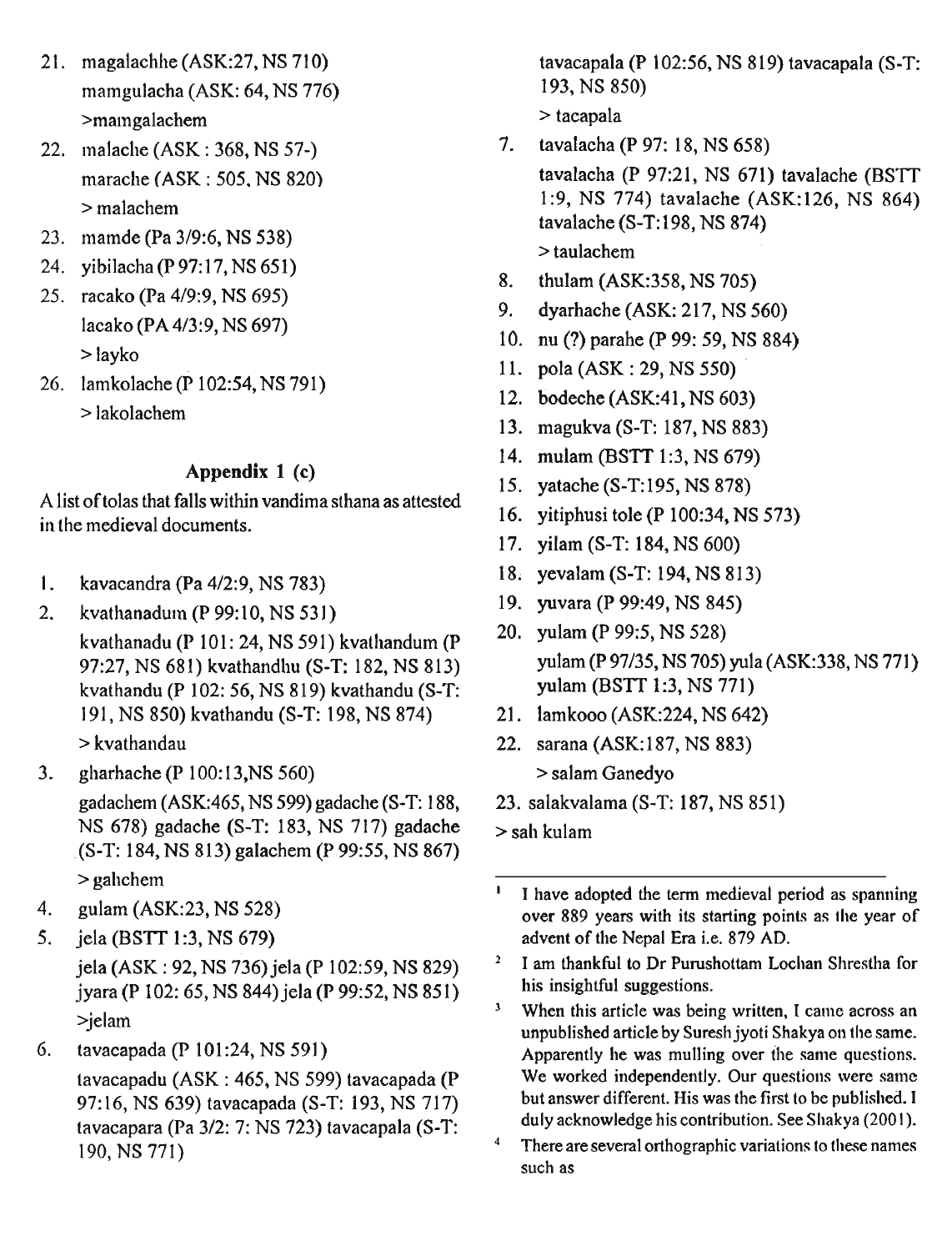21. magalachhe (ASK:27, NS 710)
    mamgulacha (ASK: 64, NS 776)
    >mamgalachem
22. malache (ASK : 368, NS 57-)
    marache (ASK : 505, NS 820)
    > malachem
23. mamde (Pa 3/9:6, NS 538)
24. yibilacha (P 97:17, NS 651)
25. racako (Pa 4/9:9, NS 695)
    lacako (PA 4/3:9, NS 697)
    > layko
26. lamkolache (P 102:54, NS 791)
    > lakolachem

### Appendix 1 (c)

A list of tolas that falls within vandima sthana as attested in the medieval documents.

1. kavacandra (Pa 4/2:9, NS 783)
2. kvathanadum (P 99:10, NS 531)
   kvathanadu (P 101: 24, NS 591) kvathandum (P 97:27, NS 681) kvathandhu (S-T: 182, NS 813) kvathandu (P 102: 56, NS 819) kvathandu (S-T: 191, NS 850) kvathandu (S-T: 198, NS 874)
   > kvathandau
3. gharhache (P 100:13,NS 560)
   gadachem (ASK:465, NS 599) gadache (S-T: 188, NS 678) gadache (S-T: 183, NS 717) gadache (S-T: 184, NS 813) galachem (P 99:55, NS 867)
   > gahchem
4. gulam (ASK:23, NS 528)
5. jela (BSTT 1:3, NS 679)
   jela (ASK : 92, NS 736) jela (P 102:59, NS 829) jyara (P 102: 65, NS 844) jela (P 99:52, NS 851)
   >jelam
6. tavacapada (P 101:24, NS 591)
   tavacapadu (ASK : 465, NS 599) tavacapada (P 97:16, NS 639) tavacapada (S-T: 193, NS 717) tavacapara (Pa 3/2: 7: NS 723) tavacapala (S-T: 190, NS 771) tavacapala (P 102:56, NS 819) tavacapala (S-T: 193, NS 850)
   > tacapala
7. tavalacha (P 97: 18, NS 658)
   tavalacha (P 97:21, NS 671) tavalache (BSTT 1:9, NS 774) tavalache (ASK:126, NS 864) tavalache (S-T:198, NS 874)
   > taulachem
8. thulam (ASK:358, NS 705)
9. dyarhache (ASK: 217, NS 560)
10. nu (?) parahe (P 99: 59, NS 884)
11. pola (ASK : 29, NS 550)
12. bodeche (ASK:41, NS 603)
13. magukva (S-T: 187, NS 883)
14. mulam (BSTT 1:3, NS 679)
15. yatache (S-T:195, NS 878)
16. yitiphusi tole (P 100:34, NS 573)
17. yilam (S-T: 184, NS 600)
18. yevalam (S-T: 194, NS 813)
19. yuvara (P 99:49, NS 845)
20. yulam (P 99:5, NS 528)
    yulam (P 97/35, NS 705) yula (ASK:338, NS 771) yulam (BSTT 1:3, NS 771)
21. lamkooo (ASK:224, NS 642)
22. sarana (ASK:187, NS 883)
    > salam Ganedyo
23. salakvalama (S-T: 187, NS 851)
    > sah kulam

---

[1] I have adopted the term medieval period as spanning over 889 years with its starting points as the year of advent of the Nepal Era i.e. 879 AD.

[2] I am thankful to Dr Purushottam Lochan Shrestha for his insightful suggestions.

[3] When this article was being written, I came across an unpublished article by Suresh jyoti Shakya on the same. Apparently he was mulling over the same questions. We worked independently. Our questions were same but answer different. His was the first to be published. I duly acknowledge his contribution. See Shakya (2001).

[4] There are several orthographic variations to these names such as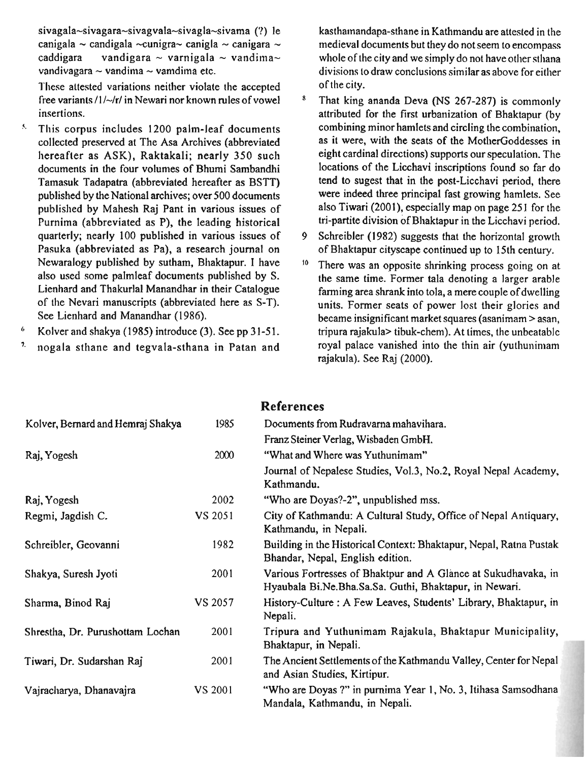sivagala~sivagara~sivagvala~sivagla~sivama (?) le canigala ~ candigala ~cunigra~ canigla ~ canigara ~ caddigara vandigara ~ varnigala ~ vandima~ vandivagara ~ vandima ~ vamdima etc.

These attested variations neither violate the accepted free variants /l/~/r/ in Newari nor known rules of vowel insertions.

5. This corpus includes 1200 palm-leaf documents collected preserved at The Asa Archives (abbreviated hereafter as ASK), Raktakali; nearly 350 such documents in the four volumes of Bhumi Sambandhi Tamasuk Tadapatra (abbreviated hereafter as BSTT) published by the National archives; over 500 documents published by Mahesh Raj Pant in various issues of Purnima (abbreviated as P), the leading historical quarterly; nearly 100 published in various issues of Pasuka (abbreviated as Pa), a research journal on Newaralogy published by sutham, Bhaktapur. I have also used some palmleaf documents published by S. Lienhard and Thakurlal Manandhar in their Catalogue of the Nevari manuscripts (abbreviated here as S-T). See Lienhard and Manandhar (1986).

6. Kolver and shakya (1985) introduce (3). See pp 31-51.

7. nogala sthane and tegvala-sthana in Patan and kasthamandapa-sthane in Kathmandu are attested in the medieval documents but they do not seem to encompass whole of the city and we simply do not have other sthana divisions to draw conclusions similar as above for either of the city.

8. That king ananda Deva (NS 267-287) is commonly attributed for the first urbanization of Bhaktapur (by combining minor hamlets and circling the combination, as it were, with the seats of the MotherGoddesses in eight cardinal directions) supports our speculation. The locations of the Licchavi inscriptions found so far do tend to sugest that in the post-Licchavi period, there were indeed three principal fast growing hamlets. See also Tiwari (2001), especially map on page 251 for the tri-partite division of Bhaktapur in the Licchavi period.

9. Schreibler (1982) suggests that the horizontal growth of Bhaktapur cityscape continued up to 15th century.

10. There was an opposite shrinking process going on at the same time. Former tala denoting a larger arable farming area shrank into tola, a mere couple of dwelling units. Former seats of power lost their glories and became insignificant market squares (asanimam > asan, tripura rajakula> tibuk-chem). At times, the unbeatable royal palace vanished into the thin air (yuthunimam rajakula). See Raj (2000).

## References

| | | |
|---|---|---|
| Kolver, Bernard and Hemraj Shakya | 1985 | Documents from Rudravarna mahavihara. Franz Steiner Verlag, Wisbaden GmbH. |
| Raj, Yogesh | 2000 | "What and Where was Yuthunimam" Journal of Nepalese Studies, Vol.3, No.2, Royal Nepal Academy, Kathmandu. |
| Raj, Yogesh | 2002 | "Who are Doyas?-2", unpublished mss. |
| Regmi, Jagdish C. | VS 2051 | City of Kathmandu: A Cultural Study, Office of Nepal Antiquary, Kathmandu, in Nepali. |
| Schreibler, Geovanni | 1982 | Building in the Historical Context: Bhaktapur, Nepal, Ratna Pustak Bhandar, Nepal, English edition. |
| Shakya, Suresh Jyoti | 2001 | Various Fortresses of Bhaktpur and A Glànce at Sukudhavaka, in Hyaubala Bi.Ne.Bha.Sa.Sa. Guthi, Bhaktapur, in Newari. |
| Sharma, Binod Raj | VS 2057 | History-Culture : A Few Leaves, Students' Library, Bhaktapur, in Nepali. |
| Shrestha, Dr. Purushottam Lochan | 2001 | Tripura and Yuthunimam Rajakula, Bhaktapur Municipality, Bhaktapur, in Nepali. |
| Tiwari, Dr. Sudarshan Raj | 2001 | The Ancient Settlements of the Kathmandu Valley, Center for Nepal and Asian Studies, Kirtipur. |
| Vajracharya, Dhanavajra | VS 2001 | "Who are Doyas ?" in purnima Year 1, No. 3, Itihasa Samsodhana Mandala, Kathmandu, in Nepali. |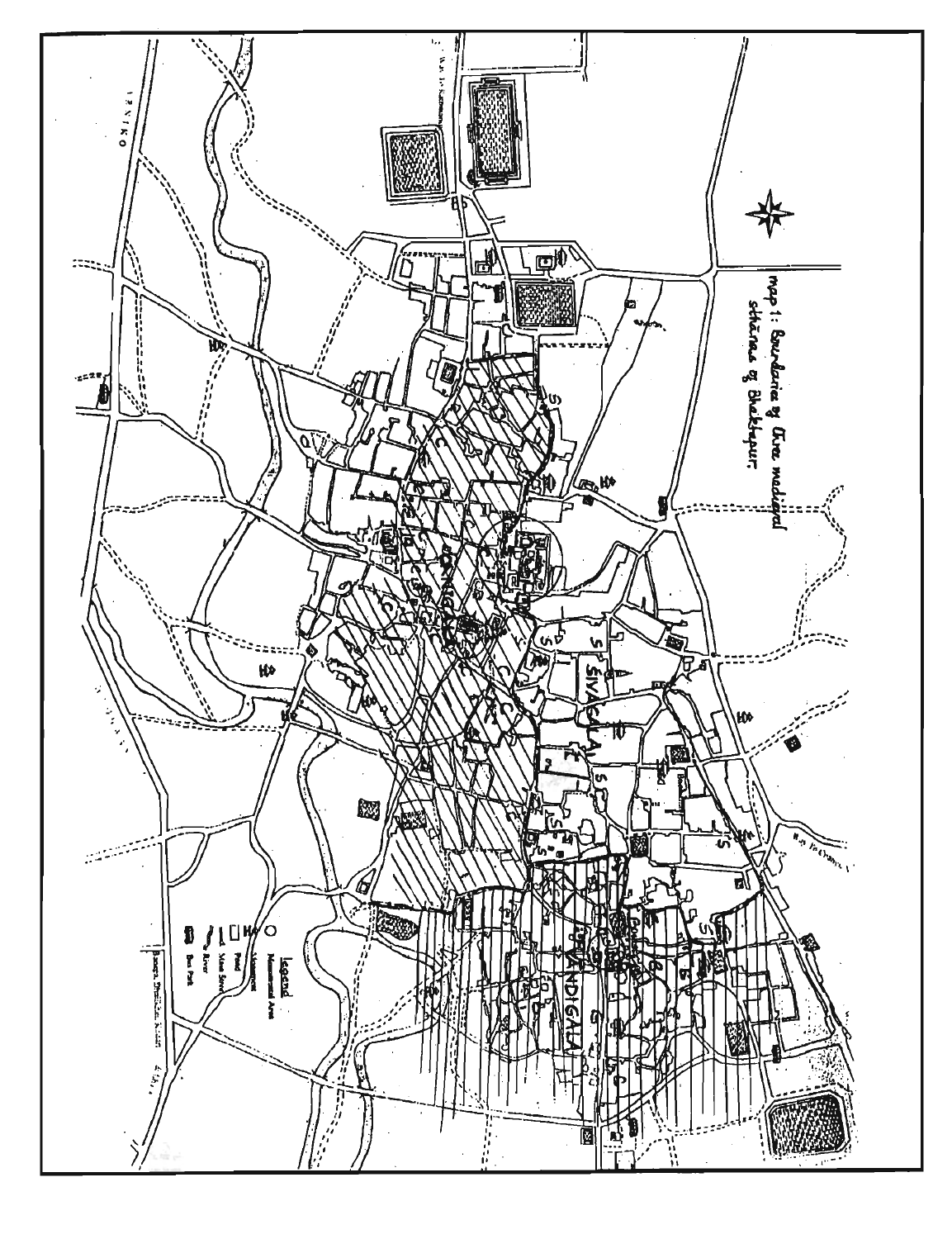map 1: Boundaries of three medieval sthānas of Bhaktapur.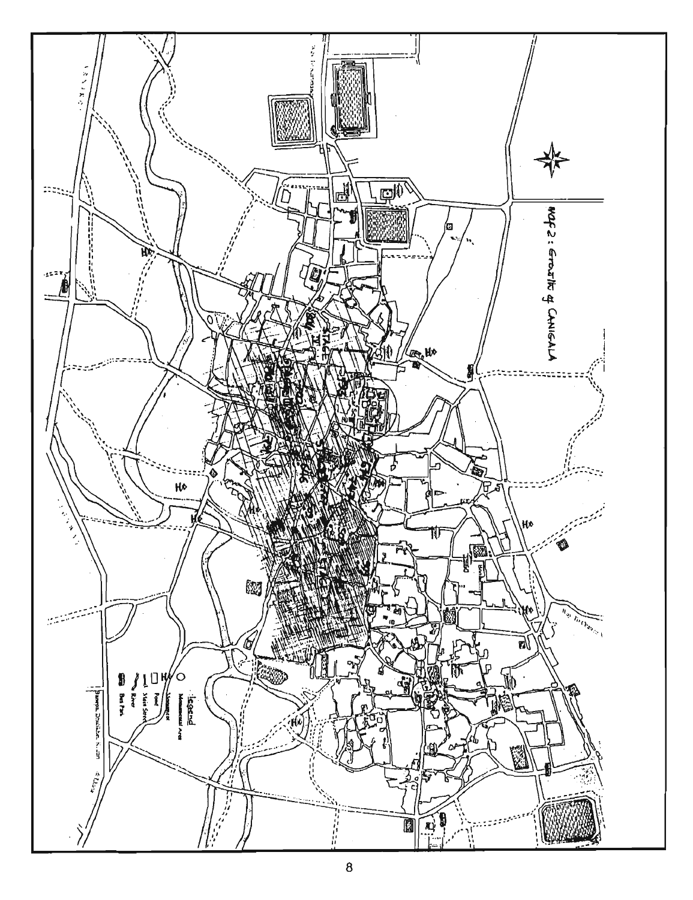MAP 2: Growth of CANIGALA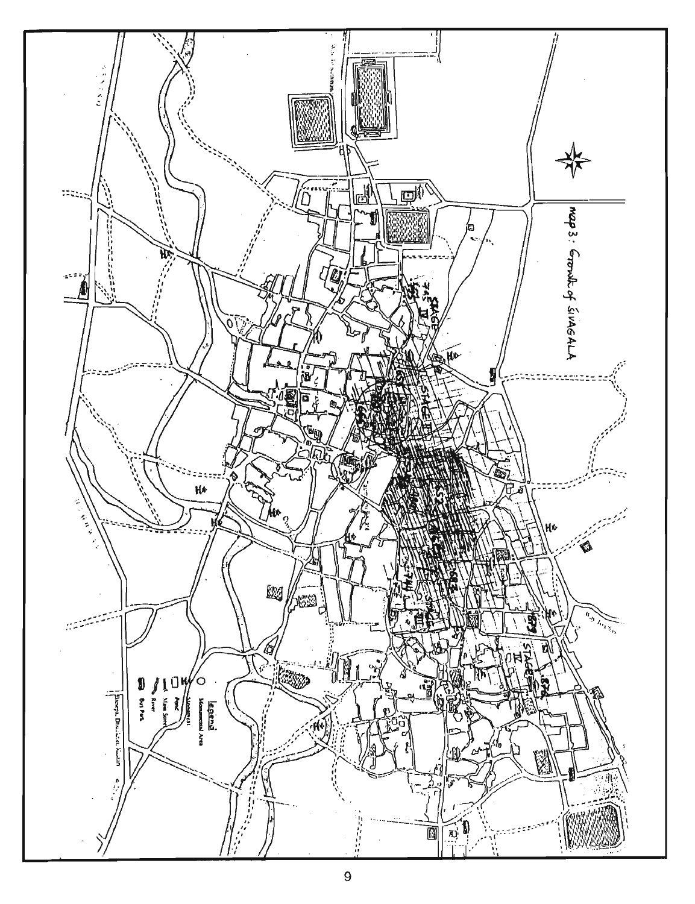Map 3: Growth of ŚIVAGALA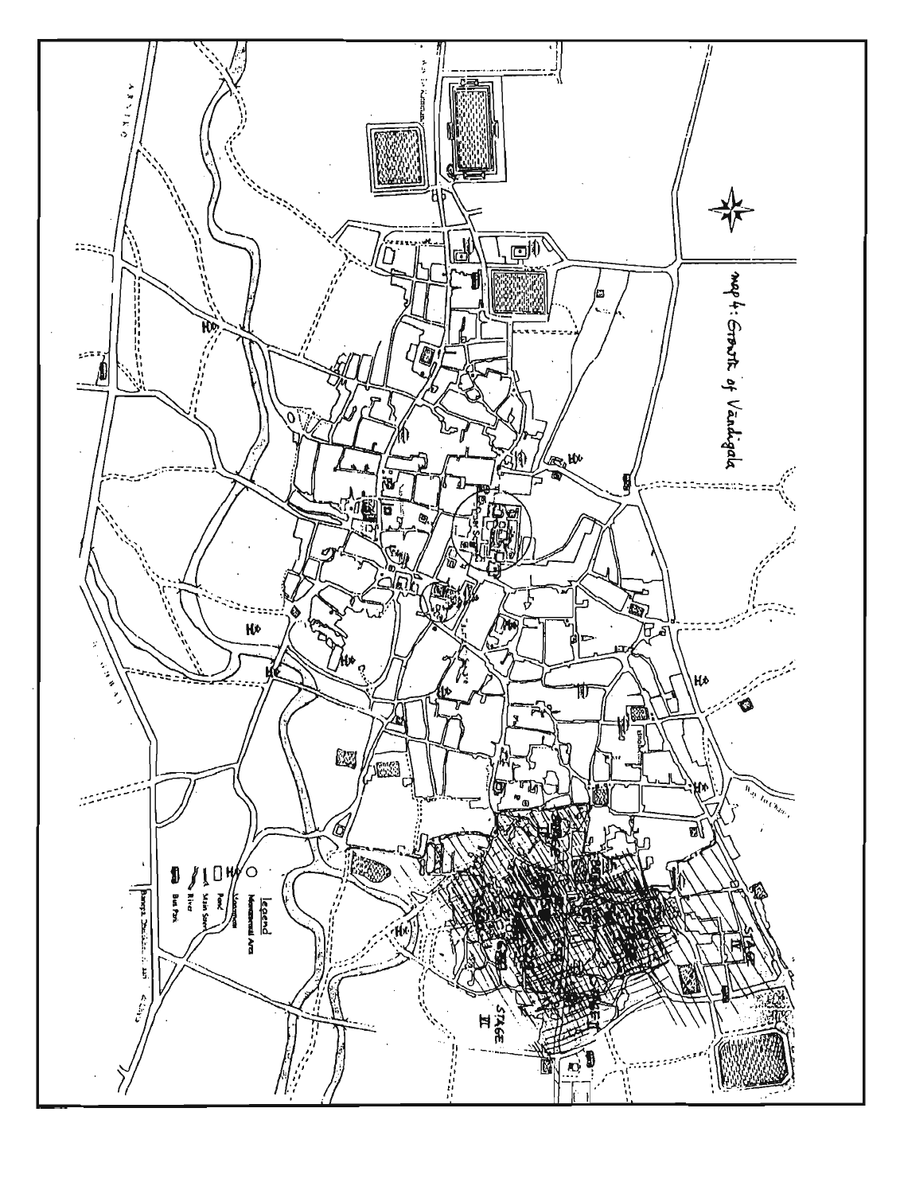map 4: Growth of Vandigala

Legend

Monumental Area

Pond

Main Street

River

Bus Park

STAGE II